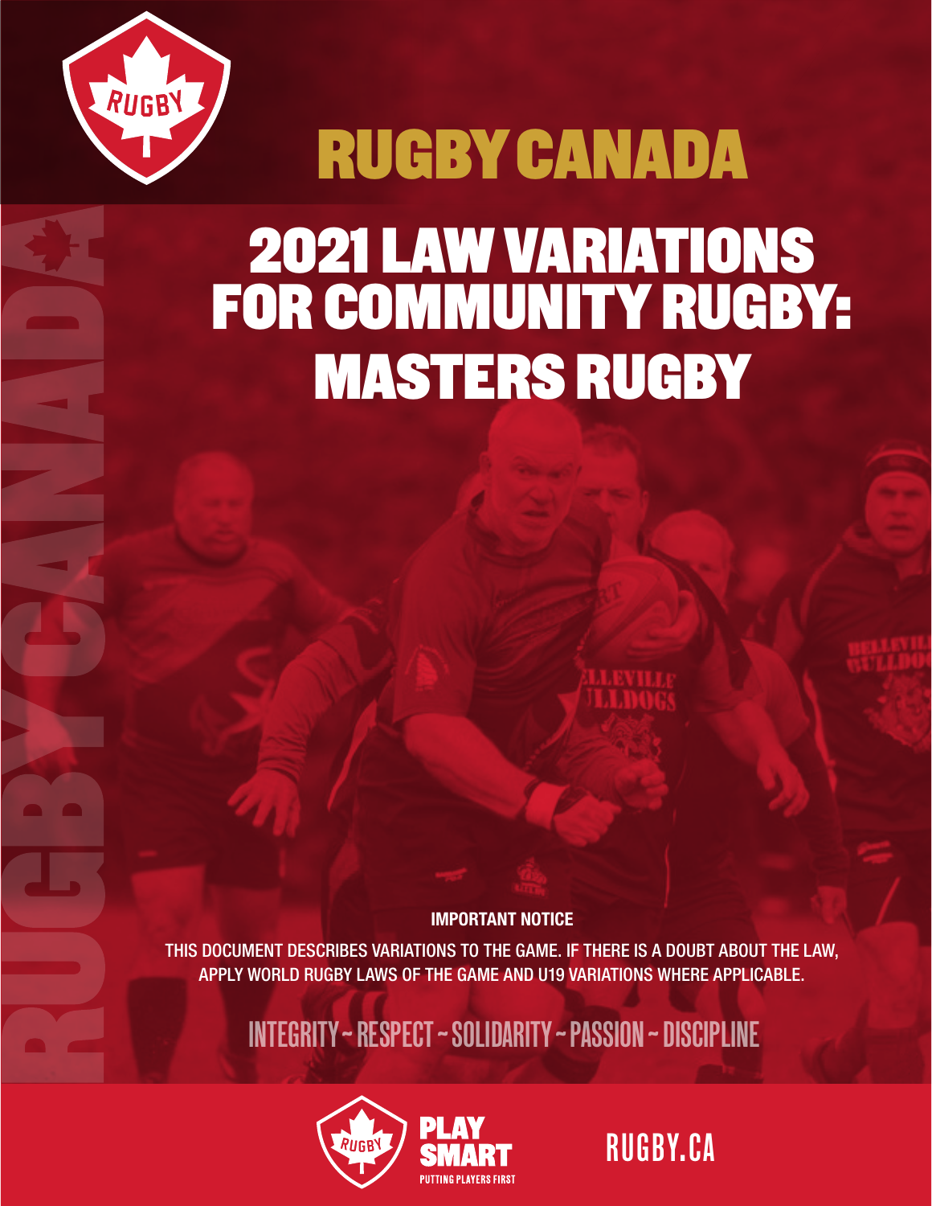# RUGBY CANADA

# 2021 LAW VARIATIONS FOR COMMUNITY RUGBY: MASTERS RUGBY

**IMPORTANT NOTICE**

THIS DOCUMENT DESCRIBES VARIATIONS TO THE GAME. IF THERE IS A DOUBT ABOUT THE LAW, APPLY WORLD RUGBY LAWS OF THE GAME AND U19 VARIATIONS WHERE APPLICABLE.

INTEGRITY ~ RESPECT ~ SOLIDARITY ~ PASSION ~ DISCIPLINE

PLAY SMART
PUTTING PLAYERS FIRST

RUGBY.CA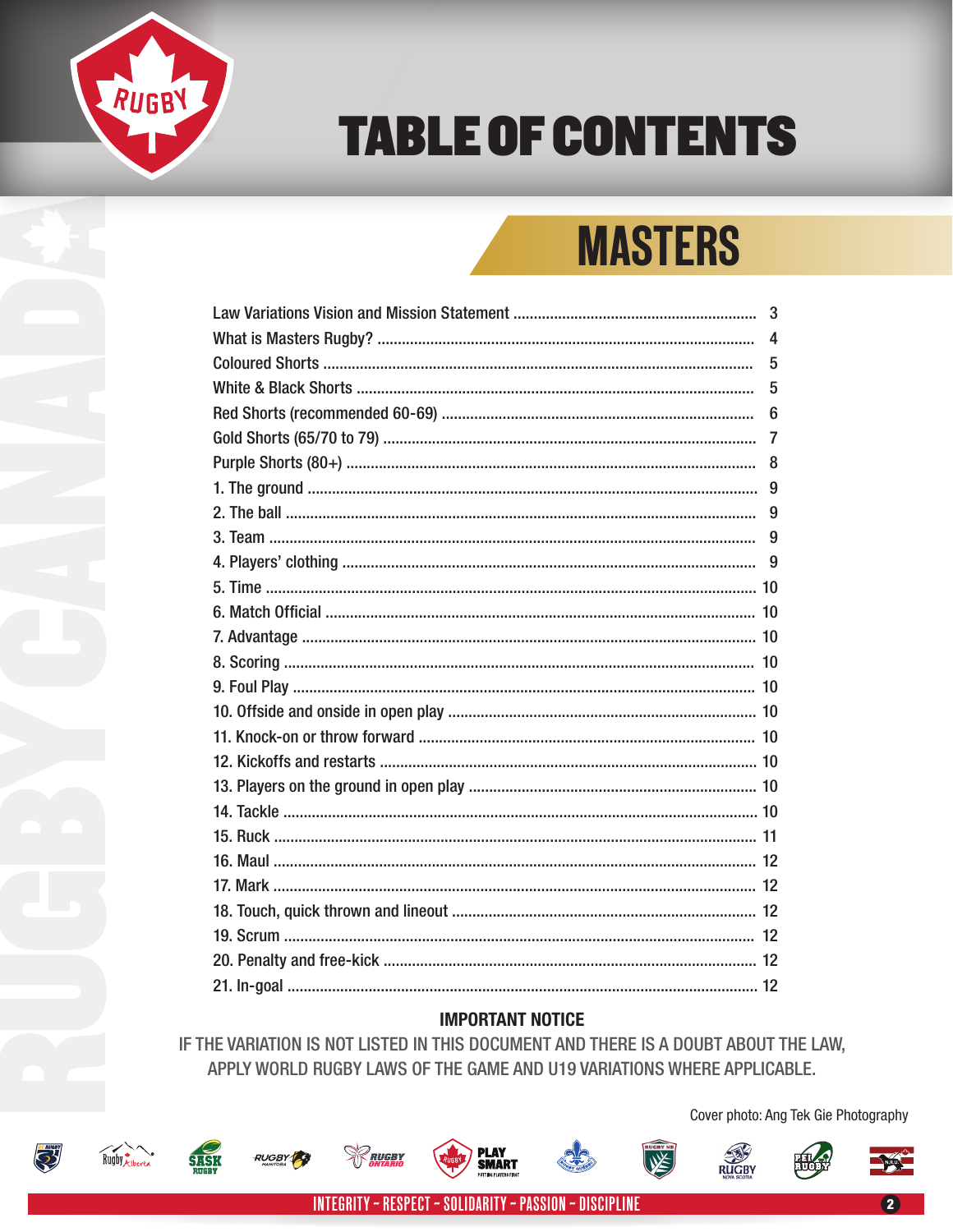# TABLE OF CONTENTS

## MASTERS

| Section | Page |
|---|---|
| Law Variations Vision and Mission Statement | 3 |
| What is Masters Rugby? | 4 |
| Coloured Shorts | 5 |
| White & Black Shorts | 5 |
| Red Shorts (recommended 60-69) | 6 |
| Gold Shorts (65/70 to 79) | 7 |
| Purple Shorts (80+) | 8 |
| 1. The ground | 9 |
| 2. The ball | 9 |
| 3. Team | 9 |
| 4. Players' clothing | 9 |
| 5. Time | 10 |
| 6. Match Official | 10 |
| 7. Advantage | 10 |
| 8. Scoring | 10 |
| 9. Foul Play | 10 |
| 10. Offside and onside in open play | 10 |
| 11. Knock-on or throw forward | 10 |
| 12. Kickoffs and restarts | 10 |
| 13. Players on the ground in open play | 10 |
| 14. Tackle | 10 |
| 15. Ruck | 11 |
| 16. Maul | 12 |
| 17. Mark | 12 |
| 18. Touch, quick thrown and lineout | 12 |
| 19. Scrum | 12 |
| 20. Penalty and free-kick | 12 |
| 21. In-goal | 12 |

**IMPORTANT NOTICE**

IF THE VARIATION IS NOT LISTED IN THIS DOCUMENT AND THERE IS A DOUBT ABOUT THE LAW, APPLY WORLD RUGBY LAWS OF THE GAME AND U19 VARIATIONS WHERE APPLICABLE.

Cover photo: Ang Tek Gie Photography

INTEGRITY – RESPECT – SOLIDARITY – PASSION – DISCIPLINE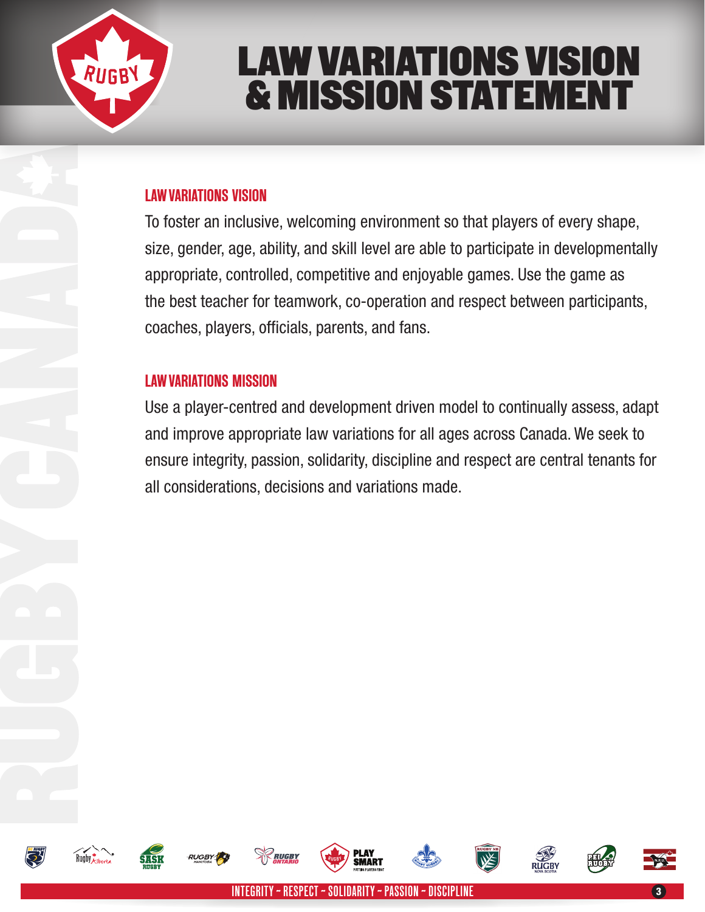# LAW VARIATIONS VISION & MISSION STATEMENT

## LAW VARIATIONS VISION

To foster an inclusive, welcoming environment so that players of every shape, size, gender, age, ability, and skill level are able to participate in developmentally appropriate, controlled, competitive and enjoyable games. Use the game as the best teacher for teamwork, co-operation and respect between participants, coaches, players, officials, parents, and fans.

## LAW VARIATIONS MISSION

Use a player-centred and development driven model to continually assess, adapt and improve appropriate law variations for all ages across Canada. We seek to ensure integrity, passion, solidarity, discipline and respect are central tenants for all considerations, decisions and variations made.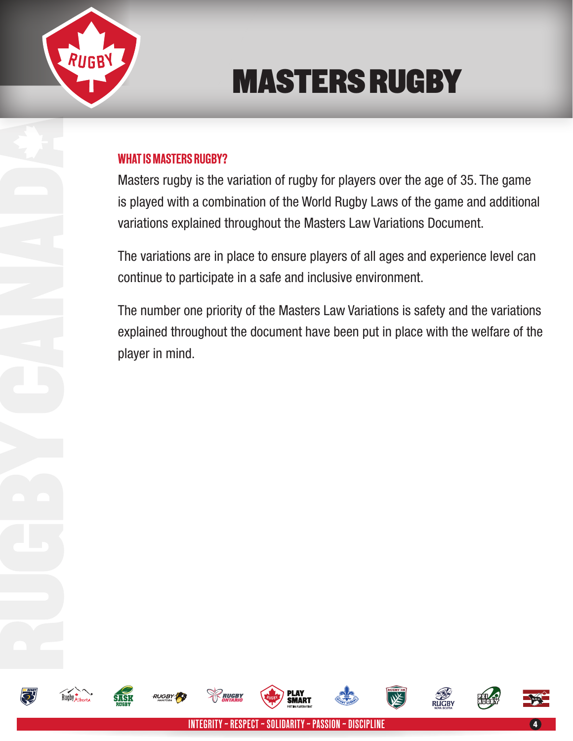# MASTERS RUGBY

## WHAT IS MASTERS RUGBY?

Masters rugby is the variation of rugby for players over the age of 35. The game is played with a combination of the World Rugby Laws of the game and additional variations explained throughout the Masters Law Variations Document.

The variations are in place to ensure players of all ages and experience level can continue to participate in a safe and inclusive environment.

The number one priority of the Masters Law Variations is safety and the variations explained throughout the document have been put in place with the welfare of the player in mind.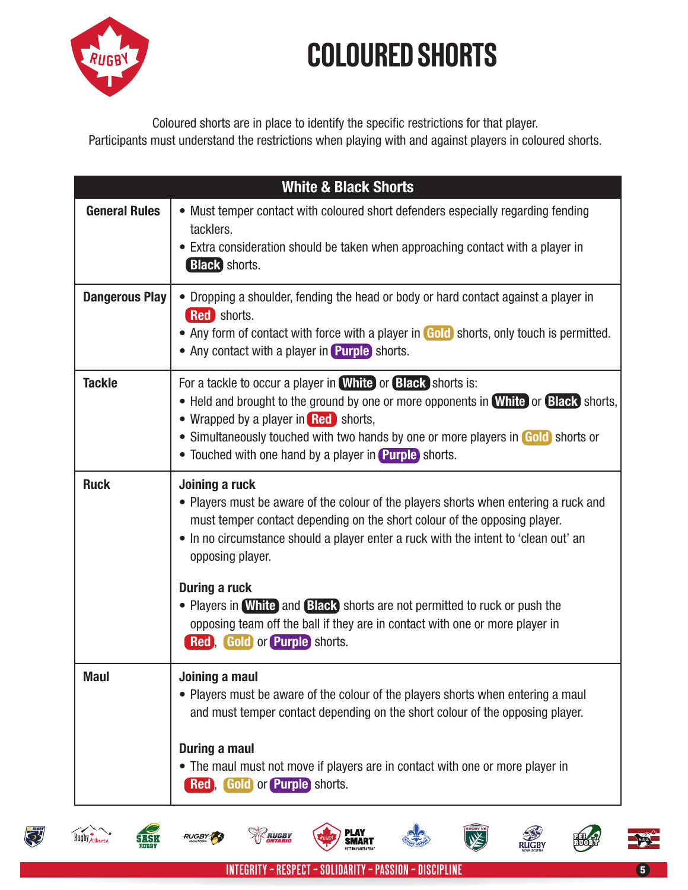# COLOURED SHORTS

Coloured shorts are in place to identify the specific restrictions for that player.
Participants must understand the restrictions when playing with and against players in coloured shorts.

| White & Black Shorts | |
|---|---|
| **General Rules** | • Must temper contact with coloured short defenders especially regarding fending tacklers.<br>• Extra consideration should be taken when approaching contact with a player in **Black** shorts. |
| **Dangerous Play** | • Dropping a shoulder, fending the head or body or hard contact against a player in **Red** shorts.<br>• Any form of contact with force with a player in **Gold** shorts, only touch is permitted.<br>• Any contact with a player in **Purple** shorts. |
| **Tackle** | For a tackle to occur a player in **White** or **Black** shorts is:<br>• Held and brought to the ground by one or more opponents in **White** or **Black** shorts,<br>• Wrapped by a player in **Red** shorts,<br>• Simultaneously touched with two hands by one or more players in **Gold** shorts or<br>• Touched with one hand by a player in **Purple** shorts. |
| **Ruck** | **Joining a ruck**<br>• Players must be aware of the colour of the players shorts when entering a ruck and must temper contact depending on the short colour of the opposing player.<br>• In no circumstance should a player enter a ruck with the intent to 'clean out' an opposing player.<br><br>**During a ruck**<br>• Players in **White** and **Black** shorts are not permitted to ruck or push the opposing team off the ball if they are in contact with one or more player in **Red**, **Gold** or **Purple** shorts. |
| **Maul** | **Joining a maul**<br>• Players must be aware of the colour of the players shorts when entering a maul and must temper contact depending on the short colour of the opposing player.<br><br>**During a maul**<br>• The maul must not move if players are in contact with one or more player in **Red**, **Gold** or **Purple** shorts. |

INTEGRITY - RESPECT - SOLIDARITY - PASSION - DISCIPLINE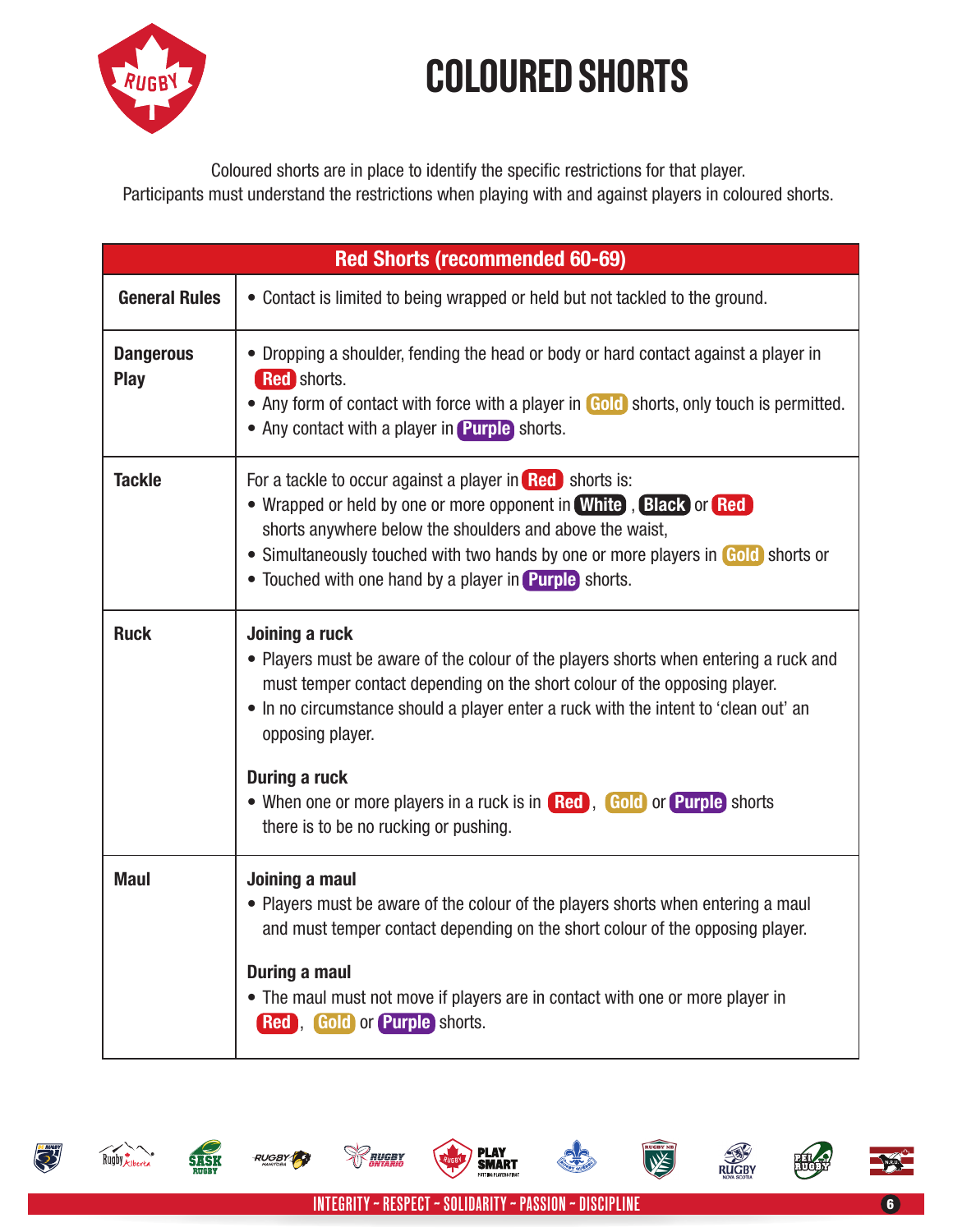# COLOURED SHORTS

Coloured shorts are in place to identify the specific restrictions for that player.
Participants must understand the restrictions when playing with and against players in coloured shorts.

| Red Shorts (recommended 60-69) | |
|---|---|
| **General Rules** | • Contact is limited to being wrapped or held but not tackled to the ground. |
| **Dangerous Play** | • Dropping a shoulder, fending the head or body or hard contact against a player in **Red** shorts.<br>• Any form of contact with force with a player in **Gold** shorts, only touch is permitted.<br>• Any contact with a player in **Purple** shorts. |
| **Tackle** | For a tackle to occur against a player in **Red** shorts is:<br>• Wrapped or held by one or more opponent in **White**, **Black** or **Red** shorts anywhere below the shoulders and above the waist,<br>• Simultaneously touched with two hands by one or more players in **Gold** shorts or<br>• Touched with one hand by a player in **Purple** shorts. |
| **Ruck** | **Joining a ruck**<br>• Players must be aware of the colour of the players shorts when entering a ruck and must temper contact depending on the short colour of the opposing player.<br>• In no circumstance should a player enter a ruck with the intent to 'clean out' an opposing player.<br><br>**During a ruck**<br>• When one or more players in a ruck is in **Red**, **Gold** or **Purple** shorts there is to be no rucking or pushing. |
| **Maul** | **Joining a maul**<br>• Players must be aware of the colour of the players shorts when entering a maul and must temper contact depending on the short colour of the opposing player.<br><br>**During a maul**<br>• The maul must not move if players are in contact with one or more player in **Red**, **Gold** or **Purple** shorts. |

INTEGRITY - RESPECT - SOLIDARITY - PASSION - DISCIPLINE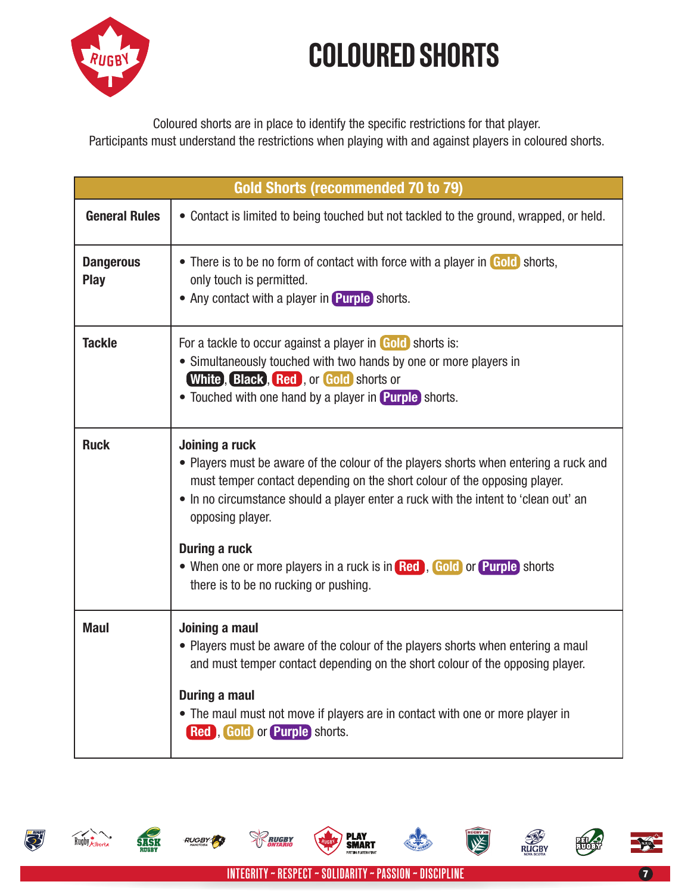# COLOURED SHORTS

Coloured shorts are in place to identify the specific restrictions for that player.
Participants must understand the restrictions when playing with and against players in coloured shorts.

| Gold Shorts (recommended 70 to 79) | |
|---|---|
| **General Rules** | • Contact is limited to being touched but not tackled to the ground, wrapped, or held. |
| **Dangerous Play** | • There is to be no form of contact with force with a player in **Gold** shorts, only touch is permitted.<br>• Any contact with a player in **Purple** shorts. |
| **Tackle** | For a tackle to occur against a player in **Gold** shorts is:<br>• Simultaneously touched with two hands by one or more players in **White**, **Black**, **Red**, or **Gold** shorts or<br>• Touched with one hand by a player in **Purple** shorts. |
| **Ruck** | **Joining a ruck**<br>• Players must be aware of the colour of the players shorts when entering a ruck and must temper contact depending on the short colour of the opposing player.<br>• In no circumstance should a player enter a ruck with the intent to 'clean out' an opposing player.<br><br>**During a ruck**<br>• When one or more players in a ruck is in **Red**, **Gold** or **Purple** shorts there is to be no rucking or pushing. |
| **Maul** | **Joining a maul**<br>• Players must be aware of the colour of the players shorts when entering a maul and must temper contact depending on the short colour of the opposing player.<br><br>**During a maul**<br>• The maul must not move if players are in contact with one or more player in **Red**, **Gold** or **Purple** shorts. |

INTEGRITY – RESPECT – SOLIDARITY – PASSION – DISCIPLINE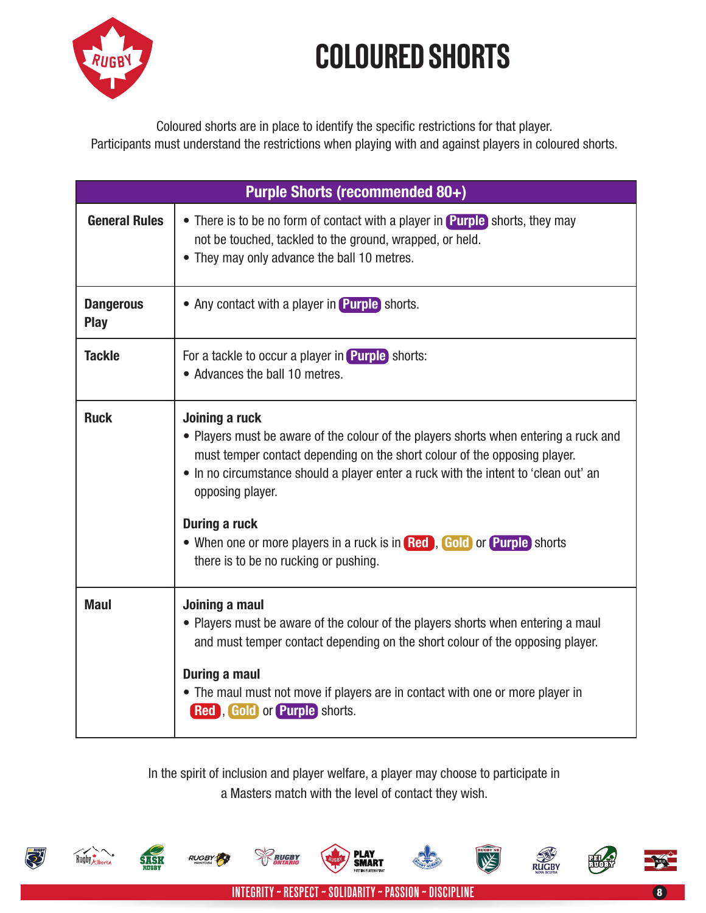# COLOURED SHORTS

Coloured shorts are in place to identify the specific restrictions for that player.
Participants must understand the restrictions when playing with and against players in coloured shorts.

| Purple Shorts (recommended 80+) | |
|---|---|
| **General Rules** | • There is to be no form of contact with a player in **Purple** shorts, they may not be touched, tackled to the ground, wrapped, or held.<br>• They may only advance the ball 10 metres. |
| **Dangerous Play** | • Any contact with a player in **Purple** shorts. |
| **Tackle** | For a tackle to occur a player in **Purple** shorts:<br>• Advances the ball 10 metres. |
| **Ruck** | **Joining a ruck**<br>• Players must be aware of the colour of the players shorts when entering a ruck and must temper contact depending on the short colour of the opposing player.<br>• In no circumstance should a player enter a ruck with the intent to 'clean out' an opposing player.<br><br>**During a ruck**<br>• When one or more players in a ruck is in **Red**, **Gold** or **Purple** shorts there is to be no rucking or pushing. |
| **Maul** | **Joining a maul**<br>• Players must be aware of the colour of the players shorts when entering a maul and must temper contact depending on the short colour of the opposing player.<br><br>**During a maul**<br>• The maul must not move if players are in contact with one or more player in **Red**, **Gold** or **Purple** shorts. |

In the spirit of inclusion and player welfare, a player may choose to participate in a Masters match with the level of contact they wish.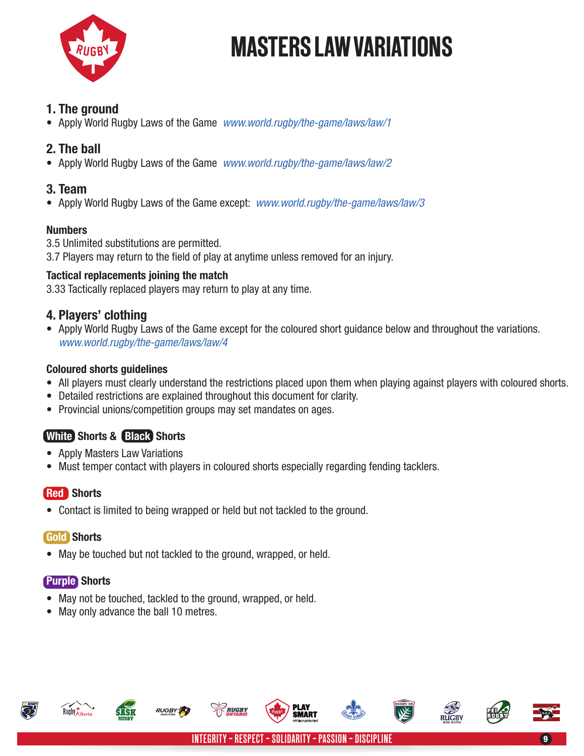# MASTERS LAW VARIATIONS

## 1. The ground

- Apply World Rugby Laws of the Game *www.world.rugby/the-game/laws/law/1*

## 2. The ball

- Apply World Rugby Laws of the Game *www.world.rugby/the-game/laws/law/2*

## 3. Team

- Apply World Rugby Laws of the Game except: *www.world.rugby/the-game/laws/law/3*

### Numbers

3.5 Unlimited substitutions are permitted.
3.7 Players may return to the field of play at anytime unless removed for an injury.

### Tactical replacements joining the match

3.33 Tactically replaced players may return to play at any time.

## 4. Players' clothing

- Apply World Rugby Laws of the Game except for the coloured short guidance below and throughout the variations. *www.world.rugby/the-game/laws/law/4*

### Coloured shorts guidelines

- All players must clearly understand the restrictions placed upon them when playing against players with coloured shorts.
- Detailed restrictions are explained throughout this document for clarity.
- Provincial unions/competition groups may set mandates on ages.

### White Shorts & Black Shorts

- Apply Masters Law Variations
- Must temper contact with players in coloured shorts especially regarding fending tacklers.

### Red Shorts

- Contact is limited to being wrapped or held but not tackled to the ground.

### Gold Shorts

- May be touched but not tackled to the ground, wrapped, or held.

### Purple Shorts

- May not be touched, tackled to the ground, wrapped, or held.
- May only advance the ball 10 metres.

INTEGRITY - RESPECT - SOLIDARITY - PASSION - DISCIPLINE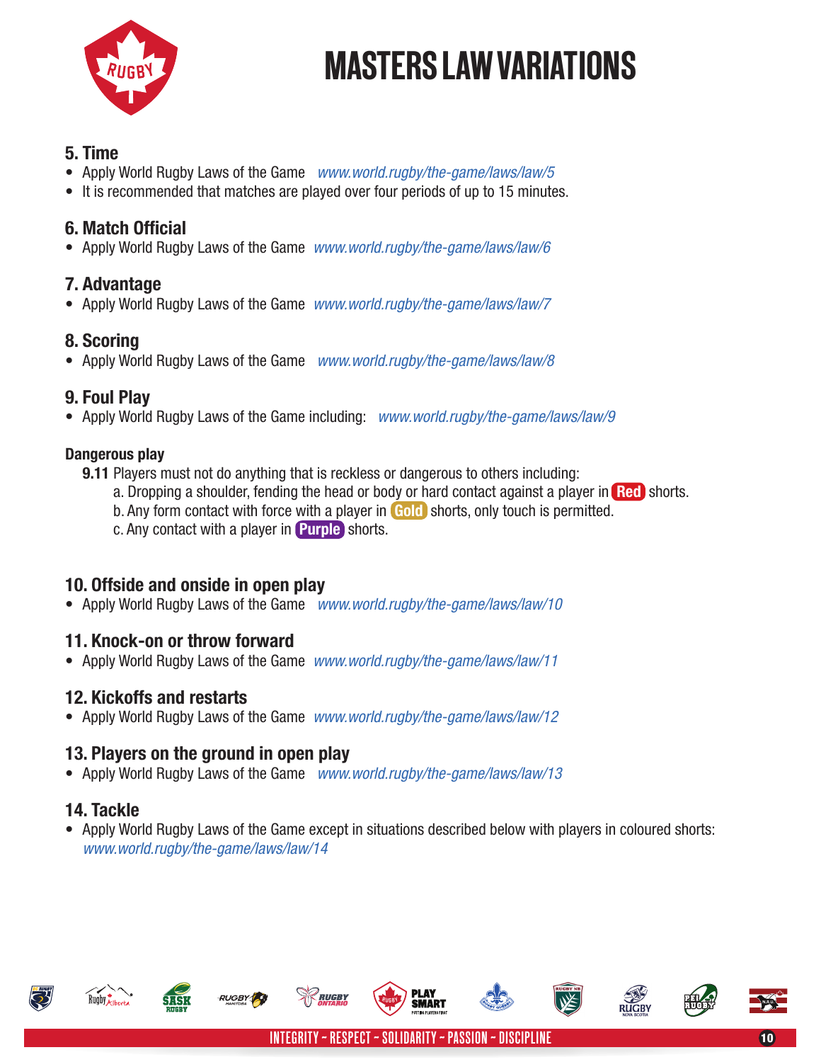# MASTERS LAW VARIATIONS

## 5. Time

- Apply World Rugby Laws of the Game *www.world.rugby/the-game/laws/law/5*
- It is recommended that matches are played over four periods of up to 15 minutes.

## 6. Match Official

- Apply World Rugby Laws of the Game *www.world.rugby/the-game/laws/law/6*

## 7. Advantage

- Apply World Rugby Laws of the Game *www.world.rugby/the-game/laws/law/7*

## 8. Scoring

- Apply World Rugby Laws of the Game *www.world.rugby/the-game/laws/law/8*

## 9. Foul Play

- Apply World Rugby Laws of the Game including: *www.world.rugby/the-game/laws/law/9*

### Dangerous play

**9.11** Players must not do anything that is reckless or dangerous to others including:

a. Dropping a shoulder, fending the head or body or hard contact against a player in **Red** shorts.

b. Any form contact with force with a player in **Gold** shorts, only touch is permitted.

c. Any contact with a player in **Purple** shorts.

## 10. Offside and onside in open play

- Apply World Rugby Laws of the Game *www.world.rugby/the-game/laws/law/10*

## 11. Knock-on or throw forward

- Apply World Rugby Laws of the Game *www.world.rugby/the-game/laws/law/11*

## 12. Kickoffs and restarts

- Apply World Rugby Laws of the Game *www.world.rugby/the-game/laws/law/12*

## 13. Players on the ground in open play

- Apply World Rugby Laws of the Game *www.world.rugby/the-game/laws/law/13*

## 14. Tackle

- Apply World Rugby Laws of the Game except in situations described below with players in coloured shorts: *www.world.rugby/the-game/laws/law/14*

INTEGRITY – RESPECT – SOLIDARITY – PASSION – DISCIPLINE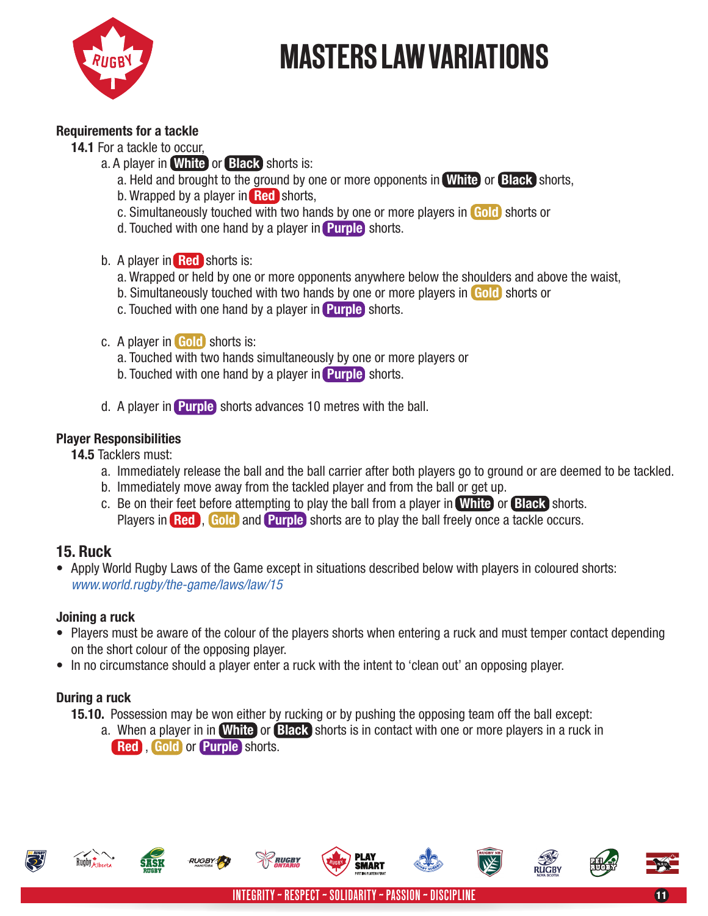# MASTERS LAW VARIATIONS

**Requirements for a tackle**

**14.1** For a tackle to occur,

a. A player in **White** or **Black** shorts is:
   a. Held and brought to the ground by one or more opponents in **White** or **Black** shorts,
   b. Wrapped by a player in **Red** shorts,
   c. Simultaneously touched with two hands by one or more players in **Gold** shorts or
   d. Touched with one hand by a player in **Purple** shorts.

b. A player in **Red** shorts is:
   a. Wrapped or held by one or more opponents anywhere below the shoulders and above the waist,
   b. Simultaneously touched with two hands by one or more players in **Gold** shorts or
   c. Touched with one hand by a player in **Purple** shorts.

c. A player in **Gold** shorts is:
   a. Touched with two hands simultaneously by one or more players or
   b. Touched with one hand by a player in **Purple** shorts.

d. A player in **Purple** shorts advances 10 metres with the ball.

**Player Responsibilities**

**14.5** Tacklers must:

a. Immediately release the ball and the ball carrier after both players go to ground or are deemed to be tackled.
b. Immediately move away from the tackled player and from the ball or get up.
c. Be on their feet before attempting to play the ball from a player in **White** or **Black** shorts. Players in **Red**, **Gold** and **Purple** shorts are to play the ball freely once a tackle occurs.

## 15. Ruck

- Apply World Rugby Laws of the Game except in situations described below with players in coloured shorts: *www.world.rugby/the-game/laws/law/15*

**Joining a ruck**

- Players must be aware of the colour of the players shorts when entering a ruck and must temper contact depending on the short colour of the opposing player.
- In no circumstance should a player enter a ruck with the intent to 'clean out' an opposing player.

**During a ruck**

**15.10.** Possession may be won either by rucking or by pushing the opposing team off the ball except:

a. When a player in in **White** or **Black** shorts is in contact with one or more players in a ruck in **Red**, **Gold** or **Purple** shorts.

INTEGRITY - RESPECT - SOLIDARITY - PASSION - DISCIPLINE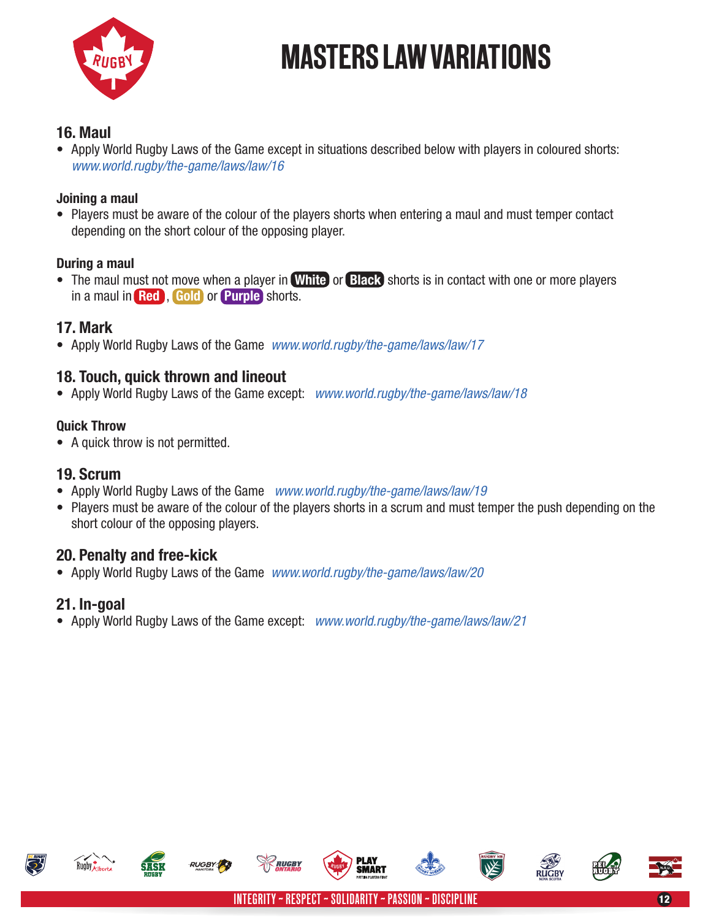# MASTERS LAW VARIATIONS

## 16. Maul

- Apply World Rugby Laws of the Game except in situations described below with players in coloured shorts: *www.world.rugby/the-game/laws/law/16*

### Joining a maul

- Players must be aware of the colour of the players shorts when entering a maul and must temper contact depending on the short colour of the opposing player.

### During a maul

- The maul must not move when a player in **White** or **Black** shorts is in contact with one or more players in a maul in **Red**, **Gold** or **Purple** shorts.

## 17. Mark

- Apply World Rugby Laws of the Game *www.world.rugby/the-game/laws/law/17*

## 18. Touch, quick thrown and lineout

- Apply World Rugby Laws of the Game except: *www.world.rugby/the-game/laws/law/18*

### Quick Throw

- A quick throw is not permitted.

## 19. Scrum

- Apply World Rugby Laws of the Game *www.world.rugby/the-game/laws/law/19*
- Players must be aware of the colour of the players shorts in a scrum and must temper the push depending on the short colour of the opposing players.

## 20. Penalty and free-kick

- Apply World Rugby Laws of the Game *www.world.rugby/the-game/laws/law/20*

## 21. In-goal

- Apply World Rugby Laws of the Game except: *www.world.rugby/the-game/laws/law/21*

INTEGRITY - RESPECT - SOLIDARITY - PASSION - DISCIPLINE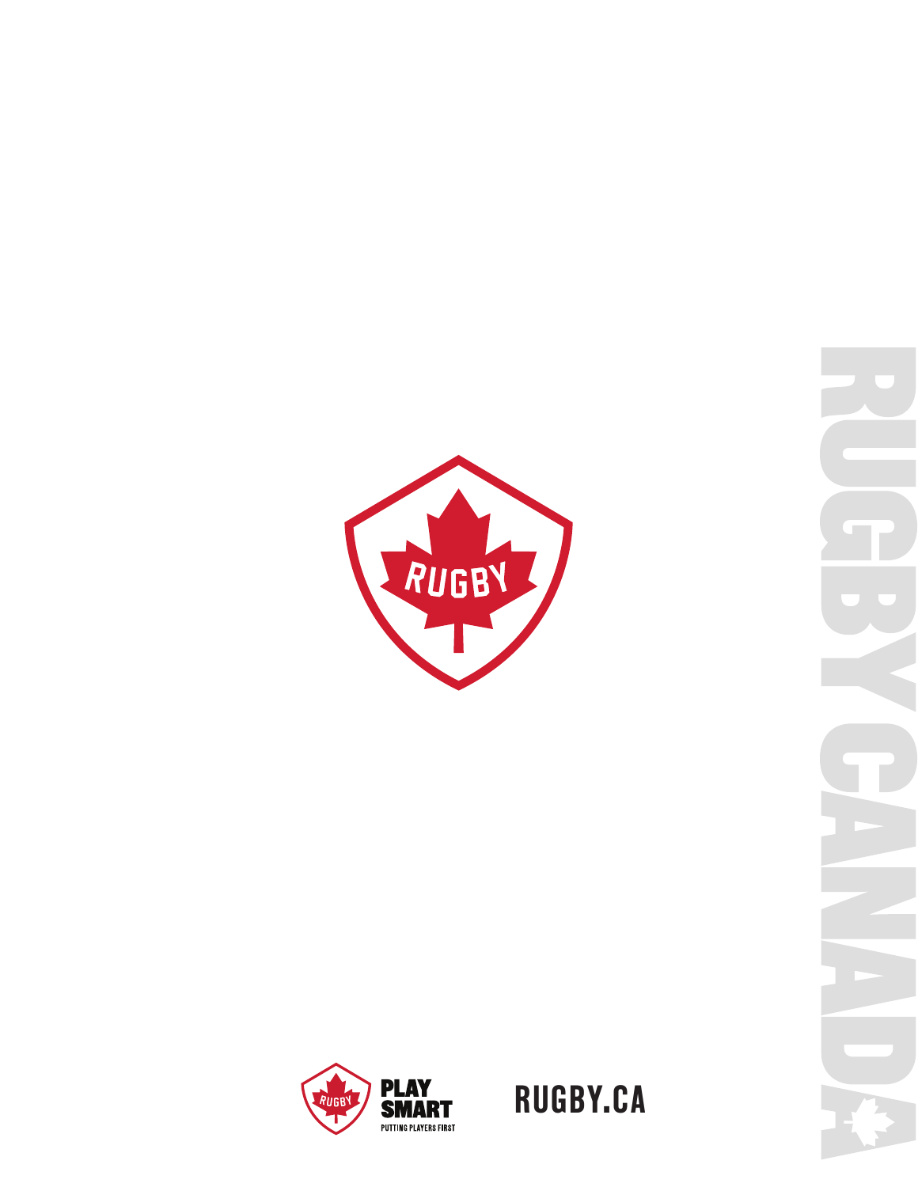RUGBY

PLAY SMART

PUTTING PLAYERS FIRST

RUGBY.CA

RUGBY CANADA